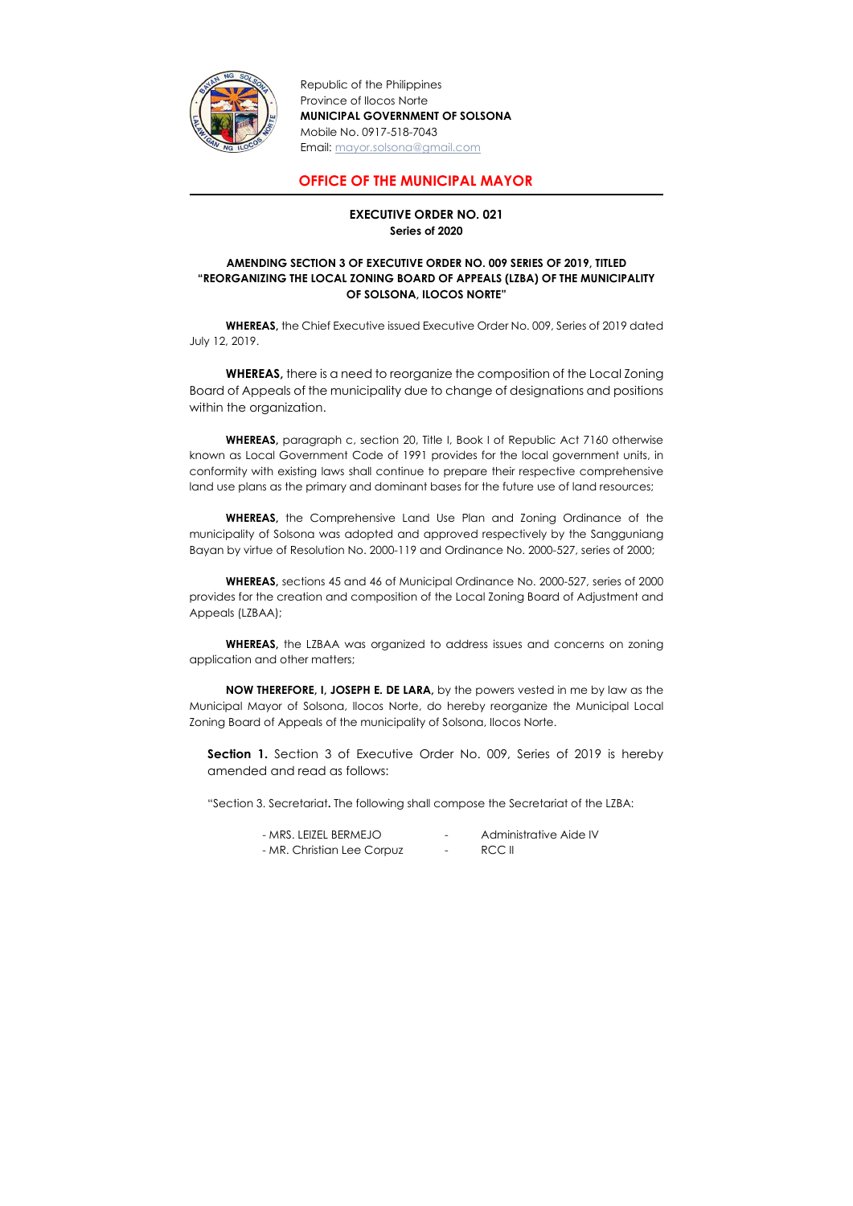Republic of the Philippines
Province of Ilocos Norte
**MUNICIPAL GOVERNMENT OF SOLSONA**
Mobile No. 0917-518-7043
Email: mayor.solsona@gmail.com

## OFFICE OF THE MUNICIPAL MAYOR

**EXECUTIVE ORDER NO. 021**
**Series of 2020**

**AMENDING SECTION 3 OF EXECUTIVE ORDER NO. 009 SERIES OF 2019, TITLED "REORGANIZING THE LOCAL ZONING BOARD OF APPEALS (LZBA) OF THE MUNICIPALITY OF SOLSONA, ILOCOS NORTE"**

**WHEREAS,** the Chief Executive issued Executive Order No. 009, Series of 2019 dated July 12, 2019.

**WHEREAS,** there is a need to reorganize the composition of the Local Zoning Board of Appeals of the municipality due to change of designations and positions within the organization.

**WHEREAS,** paragraph c, section 20, Title I, Book I of Republic Act 7160 otherwise known as Local Government Code of 1991 provides for the local government units, in conformity with existing laws shall continue to prepare their respective comprehensive land use plans as the primary and dominant bases for the future use of land resources;

**WHEREAS,** the Comprehensive Land Use Plan and Zoning Ordinance of the municipality of Solsona was adopted and approved respectively by the Sangguniang Bayan by virtue of Resolution No. 2000-119 and Ordinance No. 2000-527, series of 2000;

**WHEREAS,** sections 45 and 46 of Municipal Ordinance No. 2000-527, series of 2000 provides for the creation and composition of the Local Zoning Board of Adjustment and Appeals (LZBAA);

**WHEREAS,** the LZBAA was organized to address issues and concerns on zoning application and other matters;

**NOW THEREFORE, I, JOSEPH E. DE LARA,** by the powers vested in me by law as the Municipal Mayor of Solsona, Ilocos Norte, do hereby reorganize the Municipal Local Zoning Board of Appeals of the municipality of Solsona, Ilocos Norte.

**Section 1.** Section 3 of Executive Order No. 009, Series of 2019 is hereby amended and read as follows:

"Section 3. Secretariat**.** The following shall compose the Secretariat of the LZBA:

- MRS. LEIZEL BERMEJO - Administrative Aide IV
- MR. Christian Lee Corpuz - RCC II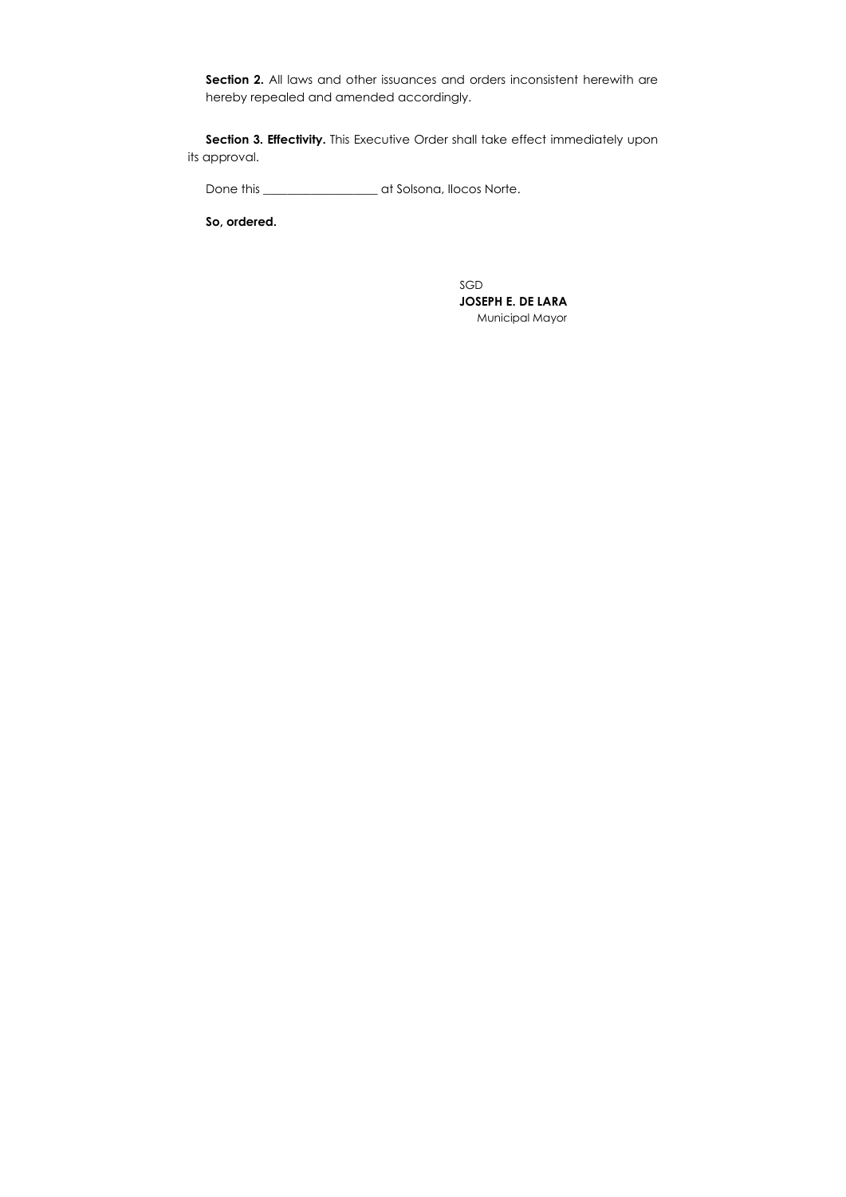**Section 2.** All laws and other issuances and orders inconsistent herewith are hereby repealed and amended accordingly.

**Section 3. Effectivity.** This Executive Order shall take effect immediately upon its approval.

Done this ___________________ at Solsona, Ilocos Norte.

**So, ordered.**

SGD
**JOSEPH E. DE LARA**
Municipal Mayor